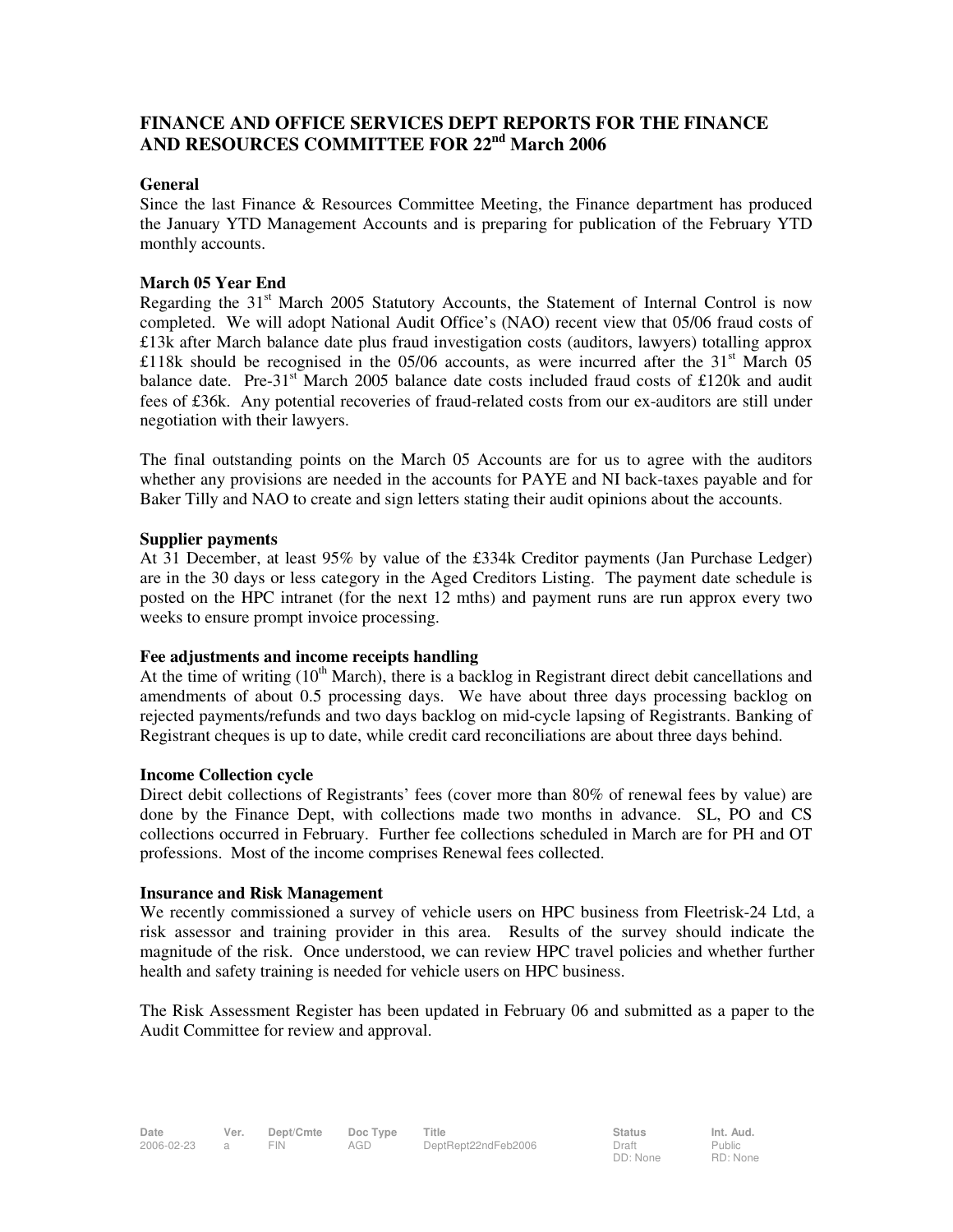# FINANCE AND OFFICE SERVICES DEPT REPORTS FOR THE FINANCE AND RESOURCES COMMITTEE FOR 22nd March 2006

**General**

Since the last Finance & Resources Committee Meeting, the Finance department has produced the January YTD Management Accounts and is preparing for publication of the February YTD monthly accounts.

**March 05 Year End**

Regarding the 31st March 2005 Statutory Accounts, the Statement of Internal Control is now completed. We will adopt National Audit Office's (NAO) recent view that 05/06 fraud costs of £13k after March balance date plus fraud investigation costs (auditors, lawyers) totalling approx £118k should be recognised in the 05/06 accounts, as were incurred after the 31st March 05 balance date. Pre-31st March 2005 balance date costs included fraud costs of £120k and audit fees of £36k. Any potential recoveries of fraud-related costs from our ex-auditors are still under negotiation with their lawyers.

The final outstanding points on the March 05 Accounts are for us to agree with the auditors whether any provisions are needed in the accounts for PAYE and NI back-taxes payable and for Baker Tilly and NAO to create and sign letters stating their audit opinions about the accounts.

**Supplier payments**

At 31 December, at least 95% by value of the £334k Creditor payments (Jan Purchase Ledger) are in the 30 days or less category in the Aged Creditors Listing. The payment date schedule is posted on the HPC intranet (for the next 12 mths) and payment runs are run approx every two weeks to ensure prompt invoice processing.

**Fee adjustments and income receipts handling**

At the time of writing (10th March), there is a backlog in Registrant direct debit cancellations and amendments of about 0.5 processing days. We have about three days processing backlog on rejected payments/refunds and two days backlog on mid-cycle lapsing of Registrants. Banking of Registrant cheques is up to date, while credit card reconciliations are about three days behind.

**Income Collection cycle**

Direct debit collections of Registrants' fees (cover more than 80% of renewal fees by value) are done by the Finance Dept, with collections made two months in advance. SL, PO and CS collections occurred in February. Further fee collections scheduled in March are for PH and OT professions. Most of the income comprises Renewal fees collected.

**Insurance and Risk Management**

We recently commissioned a survey of vehicle users on HPC business from Fleetrisk-24 Ltd, a risk assessor and training provider in this area. Results of the survey should indicate the magnitude of the risk. Once understood, we can review HPC travel policies and whether further health and safety training is needed for vehicle users on HPC business.

The Risk Assessment Register has been updated in February 06 and submitted as a paper to the Audit Committee for review and approval.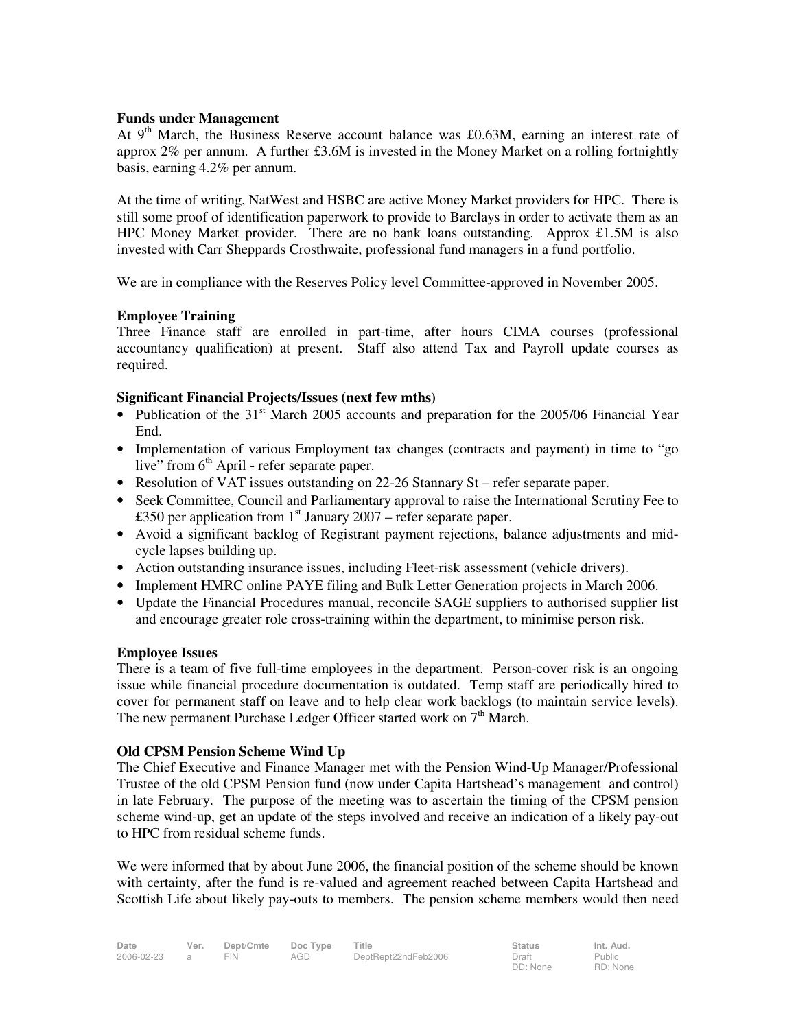**Funds under Management**

At 9th March, the Business Reserve account balance was £0.63M, earning an interest rate of approx 2% per annum. A further £3.6M is invested in the Money Market on a rolling fortnightly basis, earning 4.2% per annum.

At the time of writing, NatWest and HSBC are active Money Market providers for HPC. There is still some proof of identification paperwork to provide to Barclays in order to activate them as an HPC Money Market provider. There are no bank loans outstanding. Approx £1.5M is also invested with Carr Sheppards Crosthwaite, professional fund managers in a fund portfolio.

We are in compliance with the Reserves Policy level Committee-approved in November 2005.

**Employee Training**

Three Finance staff are enrolled in part-time, after hours CIMA courses (professional accountancy qualification) at present. Staff also attend Tax and Payroll update courses as required.

**Significant Financial Projects/Issues (next few mths)**

- Publication of the 31st March 2005 accounts and preparation for the 2005/06 Financial Year End.
- Implementation of various Employment tax changes (contracts and payment) in time to "go live" from 6th April - refer separate paper.
- Resolution of VAT issues outstanding on 22-26 Stannary St – refer separate paper.
- Seek Committee, Council and Parliamentary approval to raise the International Scrutiny Fee to £350 per application from 1st January 2007 – refer separate paper.
- Avoid a significant backlog of Registrant payment rejections, balance adjustments and mid-cycle lapses building up.
- Action outstanding insurance issues, including Fleet-risk assessment (vehicle drivers).
- Implement HMRC online PAYE filing and Bulk Letter Generation projects in March 2006.
- Update the Financial Procedures manual, reconcile SAGE suppliers to authorised supplier list and encourage greater role cross-training within the department, to minimise person risk.

**Employee Issues**

There is a team of five full-time employees in the department. Person-cover risk is an ongoing issue while financial procedure documentation is outdated. Temp staff are periodically hired to cover for permanent staff on leave and to help clear work backlogs (to maintain service levels). The new permanent Purchase Ledger Officer started work on 7th March.

**Old CPSM Pension Scheme Wind Up**

The Chief Executive and Finance Manager met with the Pension Wind-Up Manager/Professional Trustee of the old CPSM Pension fund (now under Capita Hartshead's management and control) in late February. The purpose of the meeting was to ascertain the timing of the CPSM pension scheme wind-up, get an update of the steps involved and receive an indication of a likely pay-out to HPC from residual scheme funds.

We were informed that by about June 2006, the financial position of the scheme should be known with certainty, after the fund is re-valued and agreement reached between Capita Hartshead and Scottish Life about likely pay-outs to members. The pension scheme members would then need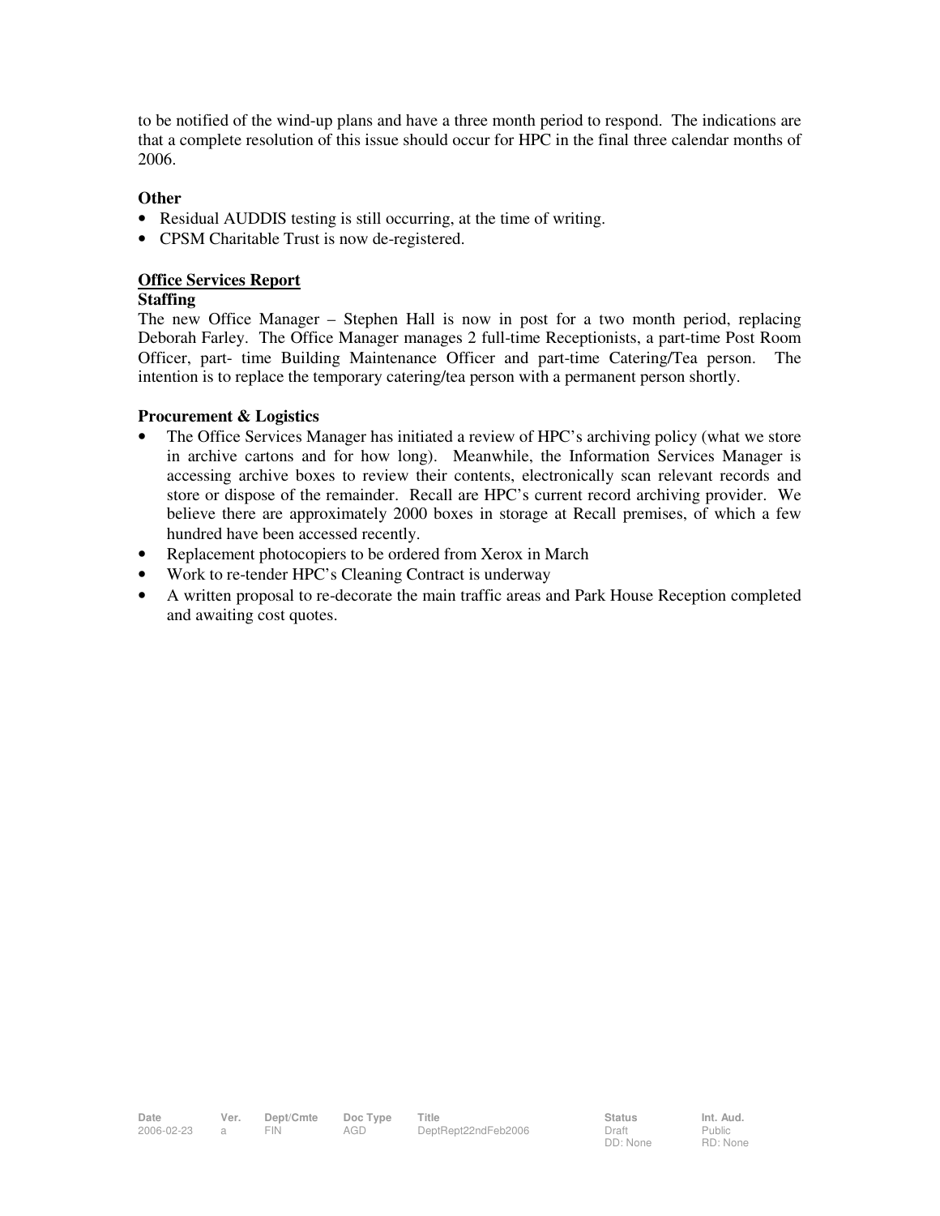to be notified of the wind-up plans and have a three month period to respond. The indications are that a complete resolution of this issue should occur for HPC in the final three calendar months of 2006.

**Other**

- Residual AUDDIS testing is still occurring, at the time of writing.
- CPSM Charitable Trust is now de-registered.

## Office Services Report

**Staffing**

The new Office Manager – Stephen Hall is now in post for a two month period, replacing Deborah Farley. The Office Manager manages 2 full-time Receptionists, a part-time Post Room Officer, part- time Building Maintenance Officer and part-time Catering/Tea person. The intention is to replace the temporary catering/tea person with a permanent person shortly.

**Procurement & Logistics**

- The Office Services Manager has initiated a review of HPC's archiving policy (what we store in archive cartons and for how long). Meanwhile, the Information Services Manager is accessing archive boxes to review their contents, electronically scan relevant records and store or dispose of the remainder. Recall are HPC's current record archiving provider. We believe there are approximately 2000 boxes in storage at Recall premises, of which a few hundred have been accessed recently.
- Replacement photocopiers to be ordered from Xerox in March
- Work to re-tender HPC's Cleaning Contract is underway
- A written proposal to re-decorate the main traffic areas and Park House Reception completed and awaiting cost quotes.